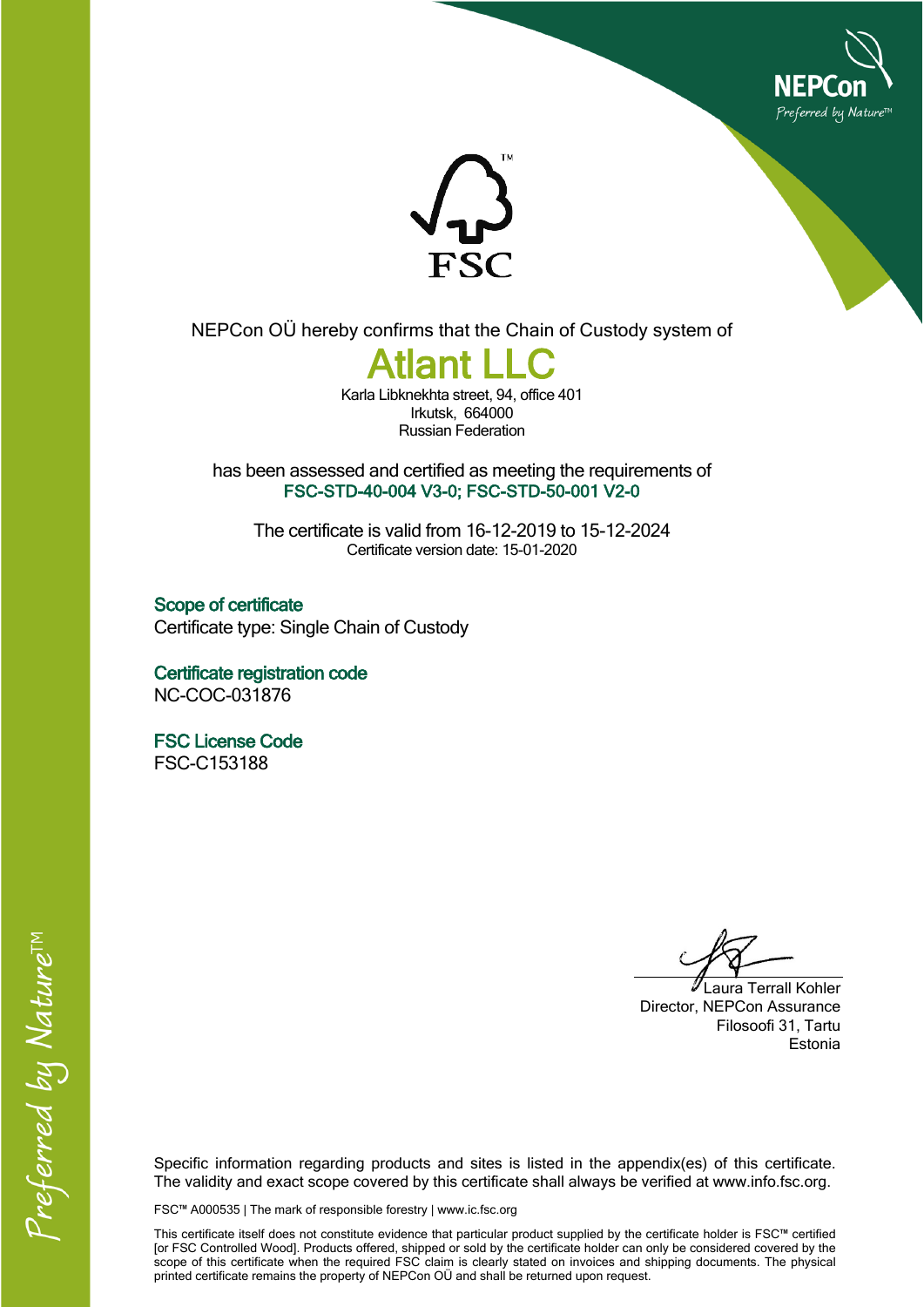NEPCon OÜ hereby confirms that the Chain of Custody system of

# Atlant LLC

Karla Libknekhta street, 94, office 401
Irkutsk, 664000
Russian Federation

has been assessed and certified as meeting the requirements of
**FSC-STD-40-004 V3-0; FSC-STD-50-001 V2-0**

The certificate is valid from 16-12-2019 to 15-12-2024
Certificate version date: 15-01-2020

### Scope of certificate

Certificate type: Single Chain of Custody

### Certificate registration code

NC-COC-031876

### FSC License Code

FSC-C153188

Laura Terrall Kohler
Director, NEPCon Assurance
Filosoofi 31, Tartu
Estonia

Specific information regarding products and sites is listed in the appendix(es) of this certificate. The validity and exact scope covered by this certificate shall always be verified at www.info.fsc.org.

FSC™ A000535 | The mark of responsible forestry | www.ic.fsc.org

This certificate itself does not constitute evidence that particular product supplied by the certificate holder is FSC™ certified [or FSC Controlled Wood]. Products offered, shipped or sold by the certificate holder can only be considered covered by the scope of this certificate when the required FSC claim is clearly stated on invoices and shipping documents. The physical printed certificate remains the property of NEPCon OÜ and shall be returned upon request.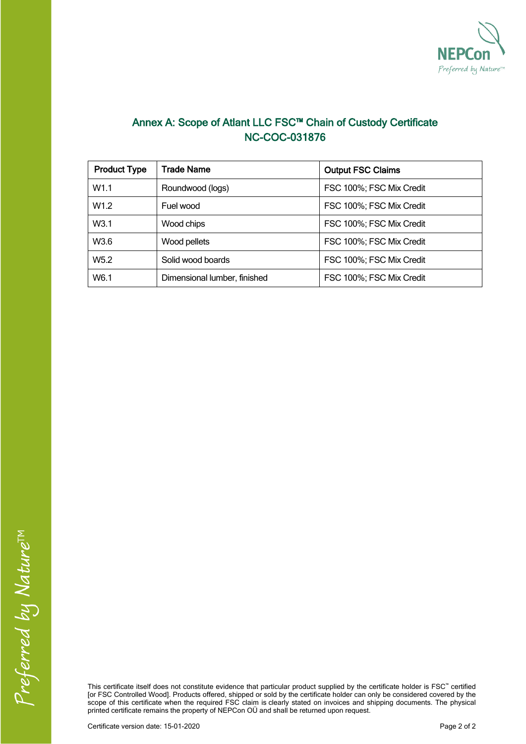## Annex A: Scope of Atlant LLC FSC™ Chain of Custody Certificate NC-COC-031876

| Product Type | Trade Name | Output FSC Claims |
|---|---|---|
| W1.1 | Roundwood (logs) | FSC 100%; FSC Mix Credit |
| W1.2 | Fuel wood | FSC 100%; FSC Mix Credit |
| W3.1 | Wood chips | FSC 100%; FSC Mix Credit |
| W3.6 | Wood pellets | FSC 100%; FSC Mix Credit |
| W5.2 | Solid wood boards | FSC 100%; FSC Mix Credit |
| W6.1 | Dimensional lumber, finished | FSC 100%; FSC Mix Credit |

This certificate itself does not constitute evidence that particular product supplied by the certificate holder is FSC™ certified [or FSC Controlled Wood]. Products offered, shipped or sold by the certificate holder can only be considered covered by the scope of this certificate when the required FSC claim is clearly stated on invoices and shipping documents. The physical printed certificate remains the property of NEPCon OÜ and shall be returned upon request.

Certificate version date: 15-01-2020